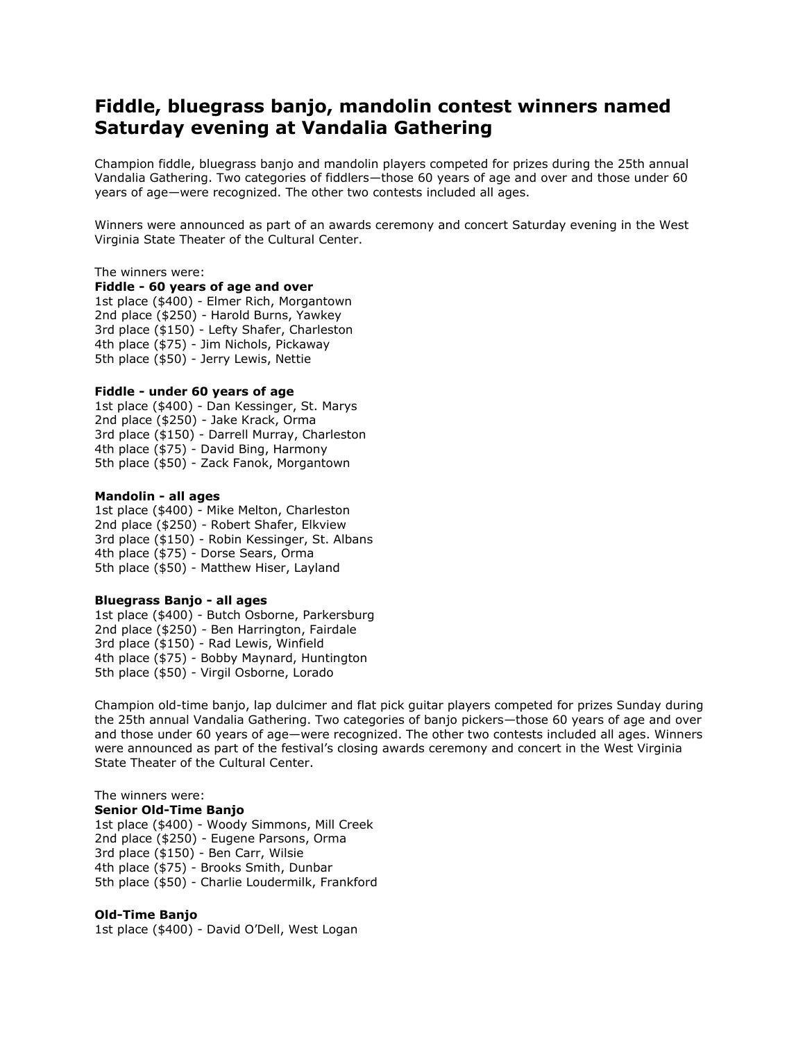# Fiddle, bluegrass banjo, mandolin contest winners named Saturday evening at Vandalia Gathering

Champion fiddle, bluegrass banjo and mandolin players competed for prizes during the 25th annual Vandalia Gathering. Two categories of fiddlers—those 60 years of age and over and those under 60 years of age—were recognized. The other two contests included all ages.

Winners were announced as part of an awards ceremony and concert Saturday evening in the West Virginia State Theater of the Cultural Center.

The winners were:

**Fiddle - 60 years of age and over**

1st place ($400) - Elmer Rich, Morgantown
2nd place ($250) - Harold Burns, Yawkey
3rd place ($150) - Lefty Shafer, Charleston
4th place ($75) - Jim Nichols, Pickaway
5th place ($50) - Jerry Lewis, Nettie

**Fiddle - under 60 years of age**

1st place ($400) - Dan Kessinger, St. Marys
2nd place ($250) - Jake Krack, Orma
3rd place ($150) - Darrell Murray, Charleston
4th place ($75) - David Bing, Harmony
5th place ($50) - Zack Fanok, Morgantown

**Mandolin - all ages**

1st place ($400) - Mike Melton, Charleston
2nd place ($250) - Robert Shafer, Elkview
3rd place ($150) - Robin Kessinger, St. Albans
4th place ($75) - Dorse Sears, Orma
5th place ($50) - Matthew Hiser, Layland

**Bluegrass Banjo - all ages**

1st place ($400) - Butch Osborne, Parkersburg
2nd place ($250) - Ben Harrington, Fairdale
3rd place ($150) - Rad Lewis, Winfield
4th place ($75) - Bobby Maynard, Huntington
5th place ($50) - Virgil Osborne, Lorado

Champion old-time banjo, lap dulcimer and flat pick guitar players competed for prizes Sunday during the 25th annual Vandalia Gathering. Two categories of banjo pickers—those 60 years of age and over and those under 60 years of age—were recognized. The other two contests included all ages. Winners were announced as part of the festival's closing awards ceremony and concert in the West Virginia State Theater of the Cultural Center.

The winners were:

**Senior Old-Time Banjo**

1st place ($400) - Woody Simmons, Mill Creek
2nd place ($250) - Eugene Parsons, Orma
3rd place ($150) - Ben Carr, Wilsie
4th place ($75) - Brooks Smith, Dunbar
5th place ($50) - Charlie Loudermilk, Frankford

**Old-Time Banjo**

1st place ($400) - David O'Dell, West Logan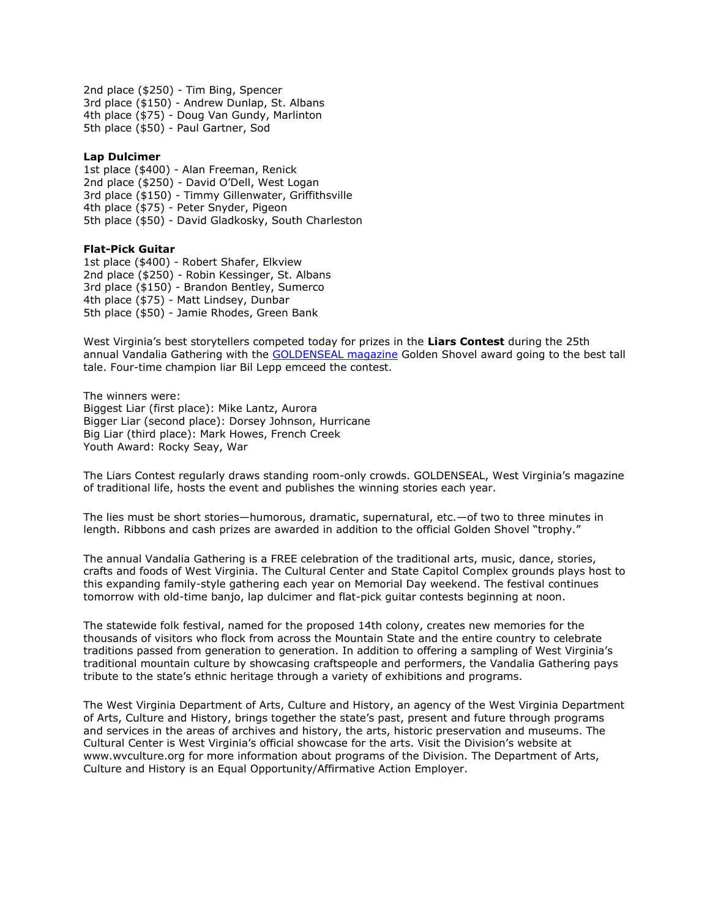2nd place ($250) - Tim Bing, Spencer
3rd place ($150) - Andrew Dunlap, St. Albans
4th place ($75) - Doug Van Gundy, Marlinton
5th place ($50) - Paul Gartner, Sod

**Lap Dulcimer**
1st place ($400) - Alan Freeman, Renick
2nd place ($250) - David O'Dell, West Logan
3rd place ($150) - Timmy Gillenwater, Griffithsville
4th place ($75) - Peter Snyder, Pigeon
5th place ($50) - David Gladkosky, South Charleston

**Flat-Pick Guitar**
1st place ($400) - Robert Shafer, Elkview
2nd place ($250) - Robin Kessinger, St. Albans
3rd place ($150) - Brandon Bentley, Sumerco
4th place ($75) - Matt Lindsey, Dunbar
5th place ($50) - Jamie Rhodes, Green Bank

West Virginia's best storytellers competed today for prizes in the **Liars Contest** during the 25th annual Vandalia Gathering with the GOLDENSEAL magazine Golden Shovel award going to the best tall tale. Four-time champion liar Bil Lepp emceed the contest.

The winners were:
Biggest Liar (first place): Mike Lantz, Aurora
Bigger Liar (second place): Dorsey Johnson, Hurricane
Big Liar (third place): Mark Howes, French Creek
Youth Award: Rocky Seay, War

The Liars Contest regularly draws standing room-only crowds. GOLDENSEAL, West Virginia's magazine of traditional life, hosts the event and publishes the winning stories each year.

The lies must be short stories—humorous, dramatic, supernatural, etc.—of two to three minutes in length. Ribbons and cash prizes are awarded in addition to the official Golden Shovel "trophy."

The annual Vandalia Gathering is a FREE celebration of the traditional arts, music, dance, stories, crafts and foods of West Virginia. The Cultural Center and State Capitol Complex grounds plays host to this expanding family-style gathering each year on Memorial Day weekend. The festival continues tomorrow with old-time banjo, lap dulcimer and flat-pick guitar contests beginning at noon.

The statewide folk festival, named for the proposed 14th colony, creates new memories for the thousands of visitors who flock from across the Mountain State and the entire country to celebrate traditions passed from generation to generation. In addition to offering a sampling of West Virginia's traditional mountain culture by showcasing craftspeople and performers, the Vandalia Gathering pays tribute to the state's ethnic heritage through a variety of exhibitions and programs.

The West Virginia Department of Arts, Culture and History, an agency of the West Virginia Department of Arts, Culture and History, brings together the state's past, present and future through programs and services in the areas of archives and history, the arts, historic preservation and museums. The Cultural Center is West Virginia's official showcase for the arts. Visit the Division's website at www.wvculture.org for more information about programs of the Division. The Department of Arts, Culture and History is an Equal Opportunity/Affirmative Action Employer.